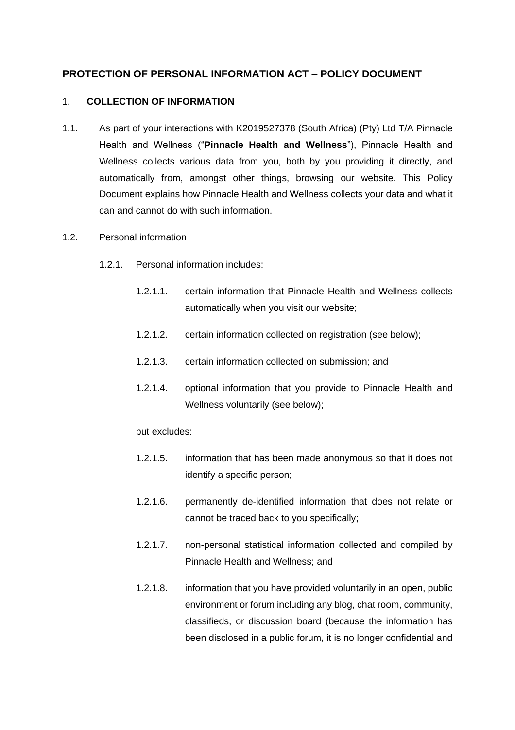# PROTECTION OF PERSONAL INFORMATION ACT – POLICY DOCUMENT

## 1. COLLECTION OF INFORMATION

1.1. As part of your interactions with K2019527378 (South Africa) (Pty) Ltd T/A Pinnacle Health and Wellness ("**Pinnacle Health and Wellness**"), Pinnacle Health and Wellness collects various data from you, both by you providing it directly, and automatically from, amongst other things, browsing our website. This Policy Document explains how Pinnacle Health and Wellness collects your data and what it can and cannot do with such information.

1.2. Personal information

1.2.1. Personal information includes:

1.2.1.1. certain information that Pinnacle Health and Wellness collects automatically when you visit our website;

1.2.1.2. certain information collected on registration (see below);

1.2.1.3. certain information collected on submission; and

1.2.1.4. optional information that you provide to Pinnacle Health and Wellness voluntarily (see below);

but excludes:

1.2.1.5. information that has been made anonymous so that it does not identify a specific person;

1.2.1.6. permanently de-identified information that does not relate or cannot be traced back to you specifically;

1.2.1.7. non-personal statistical information collected and compiled by Pinnacle Health and Wellness; and

1.2.1.8. information that you have provided voluntarily in an open, public environment or forum including any blog, chat room, community, classifieds, or discussion board (because the information has been disclosed in a public forum, it is no longer confidential and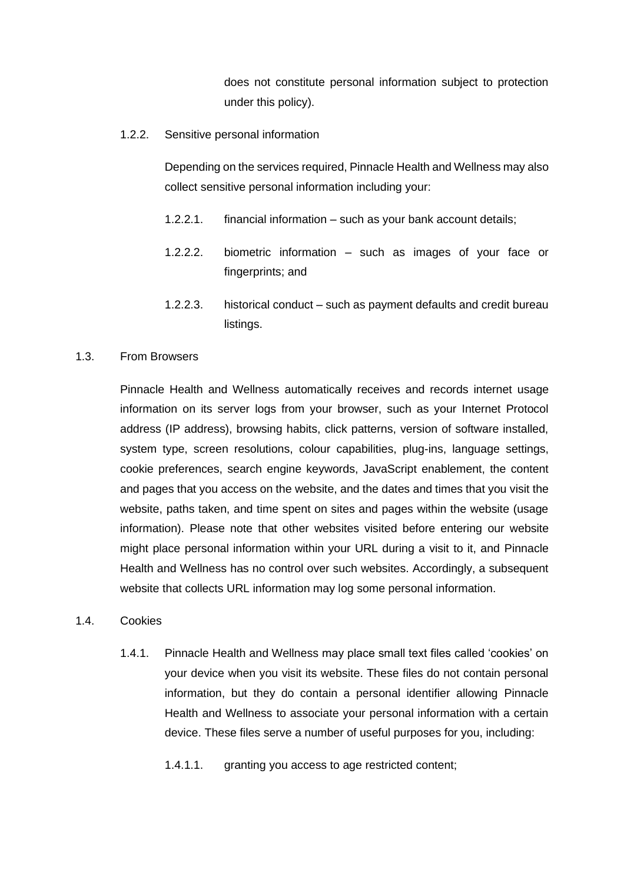does not constitute personal information subject to protection under this policy).

1.2.2. Sensitive personal information

Depending on the services required, Pinnacle Health and Wellness may also collect sensitive personal information including your:

1.2.2.1. financial information – such as your bank account details;

1.2.2.2. biometric information – such as images of your face or fingerprints; and

1.2.2.3. historical conduct – such as payment defaults and credit bureau listings.

1.3. From Browsers

Pinnacle Health and Wellness automatically receives and records internet usage information on its server logs from your browser, such as your Internet Protocol address (IP address), browsing habits, click patterns, version of software installed, system type, screen resolutions, colour capabilities, plug-ins, language settings, cookie preferences, search engine keywords, JavaScript enablement, the content and pages that you access on the website, and the dates and times that you visit the website, paths taken, and time spent on sites and pages within the website (usage information). Please note that other websites visited before entering our website might place personal information within your URL during a visit to it, and Pinnacle Health and Wellness has no control over such websites. Accordingly, a subsequent website that collects URL information may log some personal information.

1.4. Cookies

1.4.1. Pinnacle Health and Wellness may place small text files called 'cookies' on your device when you visit its website. These files do not contain personal information, but they do contain a personal identifier allowing Pinnacle Health and Wellness to associate your personal information with a certain device. These files serve a number of useful purposes for you, including:

1.4.1.1. granting you access to age restricted content;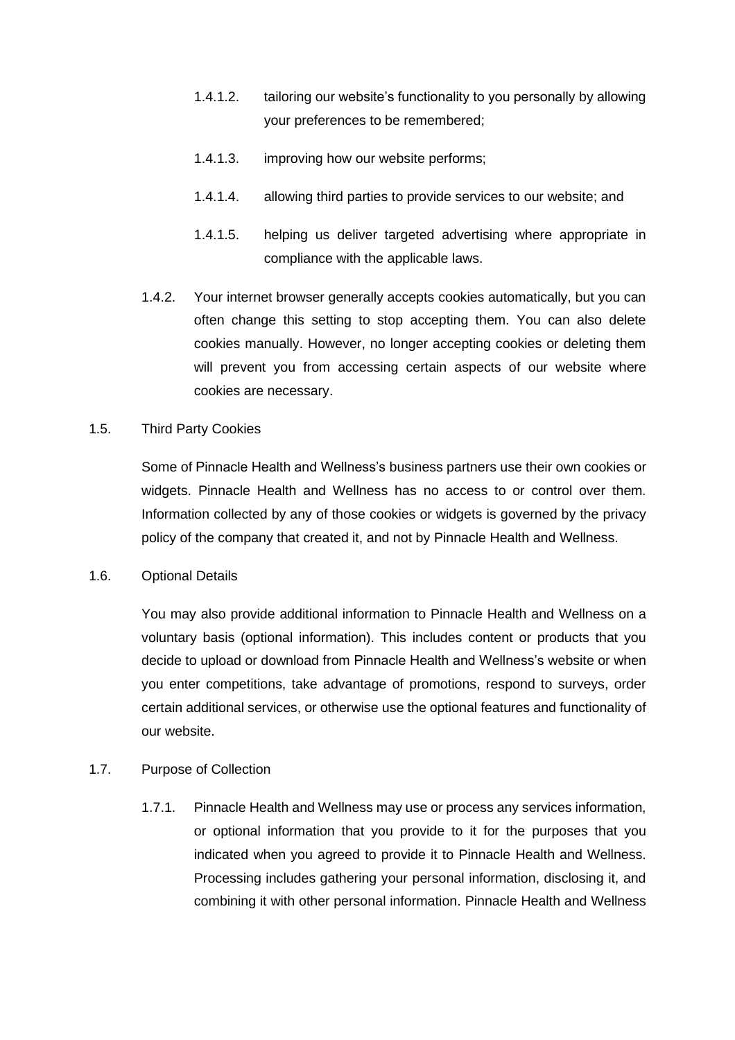1.4.1.2. tailoring our website's functionality to you personally by allowing your preferences to be remembered;

1.4.1.3. improving how our website performs;

1.4.1.4. allowing third parties to provide services to our website; and

1.4.1.5. helping us deliver targeted advertising where appropriate in compliance with the applicable laws.

1.4.2. Your internet browser generally accepts cookies automatically, but you can often change this setting to stop accepting them. You can also delete cookies manually. However, no longer accepting cookies or deleting them will prevent you from accessing certain aspects of our website where cookies are necessary.

1.5. Third Party Cookies

Some of Pinnacle Health and Wellness's business partners use their own cookies or widgets. Pinnacle Health and Wellness has no access to or control over them. Information collected by any of those cookies or widgets is governed by the privacy policy of the company that created it, and not by Pinnacle Health and Wellness.

1.6. Optional Details

You may also provide additional information to Pinnacle Health and Wellness on a voluntary basis (optional information). This includes content or products that you decide to upload or download from Pinnacle Health and Wellness's website or when you enter competitions, take advantage of promotions, respond to surveys, order certain additional services, or otherwise use the optional features and functionality of our website.

1.7. Purpose of Collection

1.7.1. Pinnacle Health and Wellness may use or process any services information, or optional information that you provide to it for the purposes that you indicated when you agreed to provide it to Pinnacle Health and Wellness. Processing includes gathering your personal information, disclosing it, and combining it with other personal information. Pinnacle Health and Wellness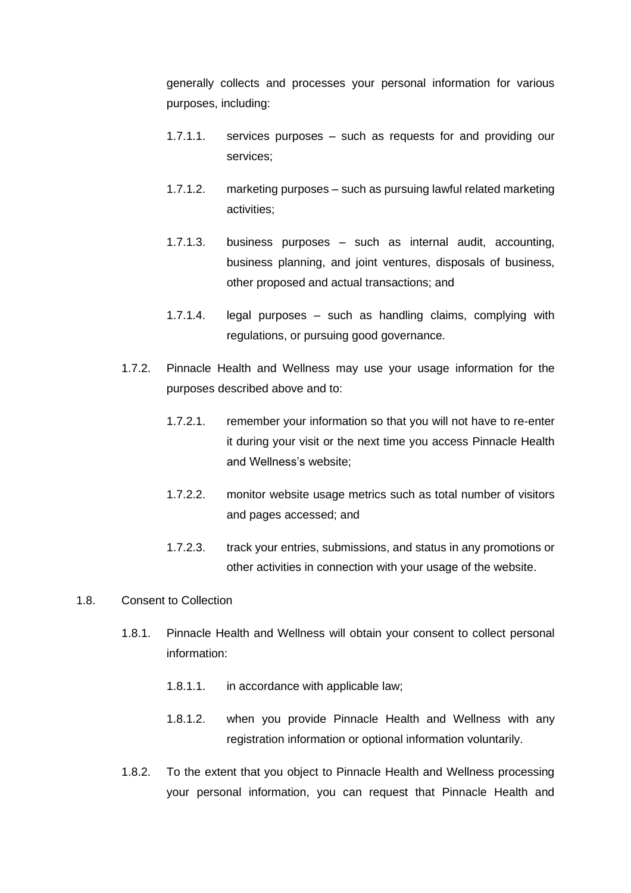generally collects and processes your personal information for various purposes, including:

1.7.1.1. services purposes – such as requests for and providing our services;

1.7.1.2. marketing purposes – such as pursuing lawful related marketing activities;

1.7.1.3. business purposes – such as internal audit, accounting, business planning, and joint ventures, disposals of business, other proposed and actual transactions; and

1.7.1.4. legal purposes – such as handling claims, complying with regulations, or pursuing good governance.

1.7.2. Pinnacle Health and Wellness may use your usage information for the purposes described above and to:

1.7.2.1. remember your information so that you will not have to re-enter it during your visit or the next time you access Pinnacle Health and Wellness's website;

1.7.2.2. monitor website usage metrics such as total number of visitors and pages accessed; and

1.7.2.3. track your entries, submissions, and status in any promotions or other activities in connection with your usage of the website.

1.8. Consent to Collection

1.8.1. Pinnacle Health and Wellness will obtain your consent to collect personal information:

1.8.1.1. in accordance with applicable law;

1.8.1.2. when you provide Pinnacle Health and Wellness with any registration information or optional information voluntarily.

1.8.2. To the extent that you object to Pinnacle Health and Wellness processing your personal information, you can request that Pinnacle Health and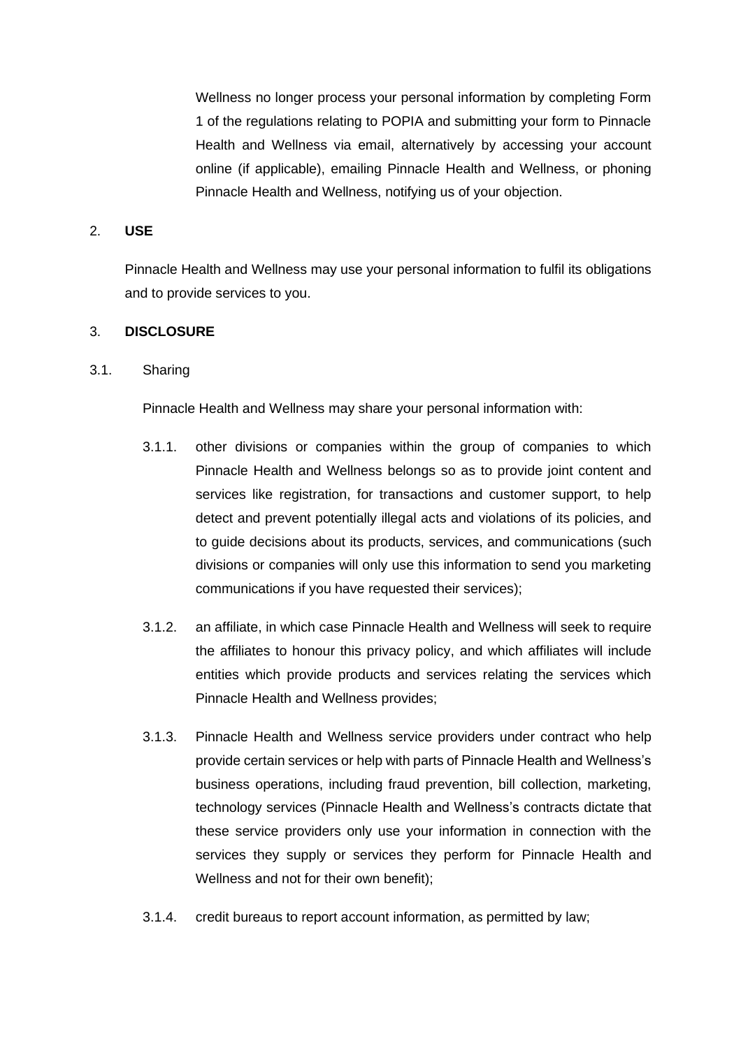Wellness no longer process your personal information by completing Form 1 of the regulations relating to POPIA and submitting your form to Pinnacle Health and Wellness via email, alternatively by accessing your account online (if applicable), emailing Pinnacle Health and Wellness, or phoning Pinnacle Health and Wellness, notifying us of your objection.

2. **USE**

Pinnacle Health and Wellness may use your personal information to fulfil its obligations and to provide services to you.

3. **DISCLOSURE**

3.1. Sharing

Pinnacle Health and Wellness may share your personal information with:

3.1.1. other divisions or companies within the group of companies to which Pinnacle Health and Wellness belongs so as to provide joint content and services like registration, for transactions and customer support, to help detect and prevent potentially illegal acts and violations of its policies, and to guide decisions about its products, services, and communications (such divisions or companies will only use this information to send you marketing communications if you have requested their services);

3.1.2. an affiliate, in which case Pinnacle Health and Wellness will seek to require the affiliates to honour this privacy policy, and which affiliates will include entities which provide products and services relating the services which Pinnacle Health and Wellness provides;

3.1.3. Pinnacle Health and Wellness service providers under contract who help provide certain services or help with parts of Pinnacle Health and Wellness's business operations, including fraud prevention, bill collection, marketing, technology services (Pinnacle Health and Wellness's contracts dictate that these service providers only use your information in connection with the services they supply or services they perform for Pinnacle Health and Wellness and not for their own benefit);

3.1.4. credit bureaus to report account information, as permitted by law;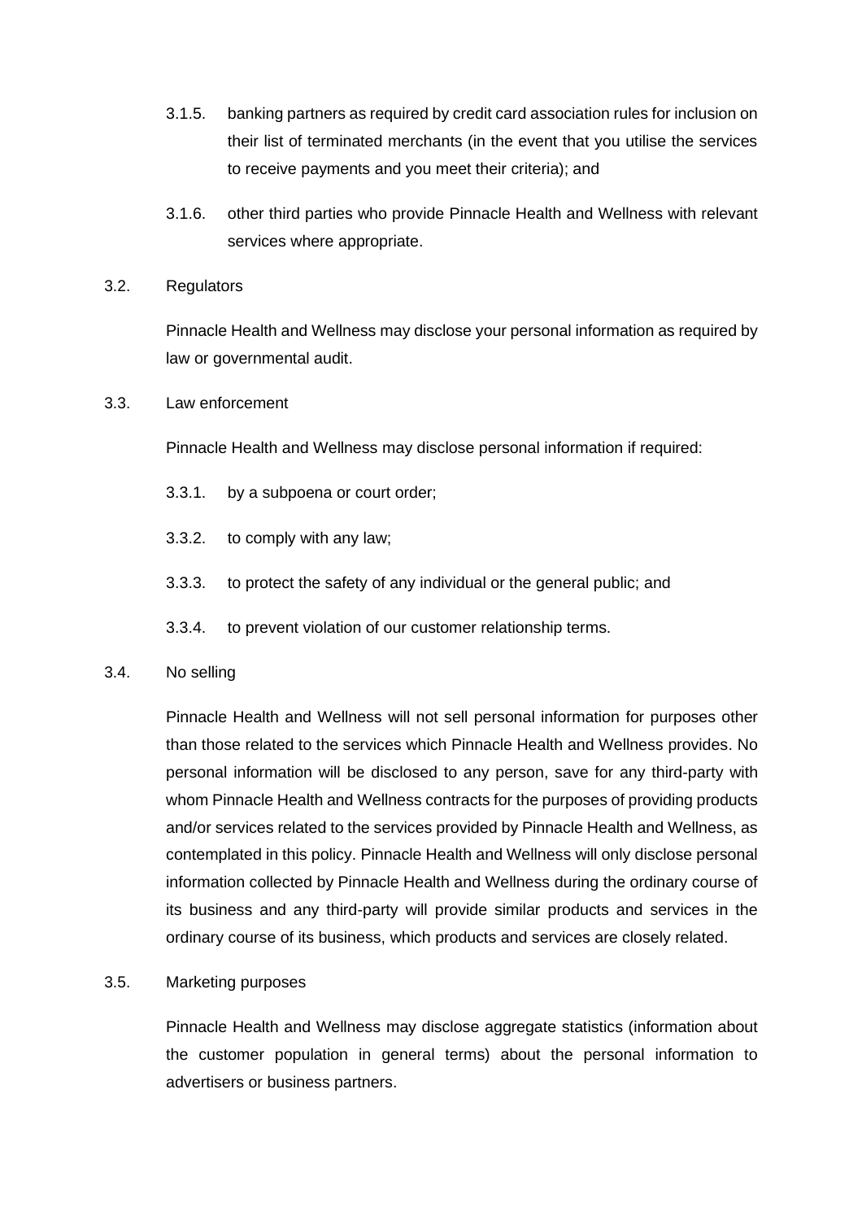3.1.5. banking partners as required by credit card association rules for inclusion on their list of terminated merchants (in the event that you utilise the services to receive payments and you meet their criteria); and

3.1.6. other third parties who provide Pinnacle Health and Wellness with relevant services where appropriate.

3.2. Regulators

Pinnacle Health and Wellness may disclose your personal information as required by law or governmental audit.

3.3. Law enforcement

Pinnacle Health and Wellness may disclose personal information if required:

3.3.1. by a subpoena or court order;

3.3.2. to comply with any law;

3.3.3. to protect the safety of any individual or the general public; and

3.3.4. to prevent violation of our customer relationship terms.

3.4. No selling

Pinnacle Health and Wellness will not sell personal information for purposes other than those related to the services which Pinnacle Health and Wellness provides. No personal information will be disclosed to any person, save for any third-party with whom Pinnacle Health and Wellness contracts for the purposes of providing products and/or services related to the services provided by Pinnacle Health and Wellness, as contemplated in this policy. Pinnacle Health and Wellness will only disclose personal information collected by Pinnacle Health and Wellness during the ordinary course of its business and any third-party will provide similar products and services in the ordinary course of its business, which products and services are closely related.

3.5. Marketing purposes

Pinnacle Health and Wellness may disclose aggregate statistics (information about the customer population in general terms) about the personal information to advertisers or business partners.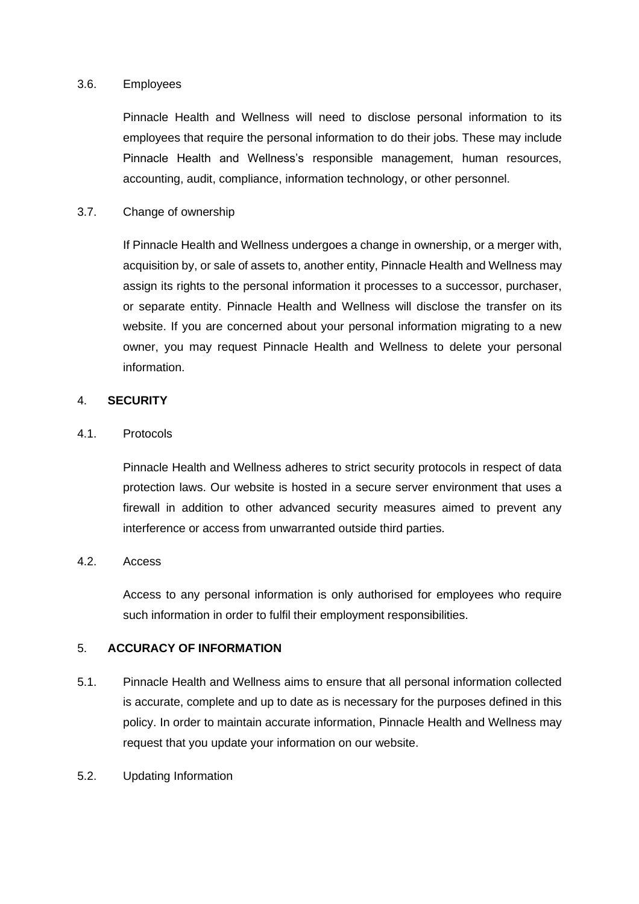3.6. Employees

Pinnacle Health and Wellness will need to disclose personal information to its employees that require the personal information to do their jobs. These may include Pinnacle Health and Wellness's responsible management, human resources, accounting, audit, compliance, information technology, or other personnel.

3.7. Change of ownership

If Pinnacle Health and Wellness undergoes a change in ownership, or a merger with, acquisition by, or sale of assets to, another entity, Pinnacle Health and Wellness may assign its rights to the personal information it processes to a successor, purchaser, or separate entity. Pinnacle Health and Wellness will disclose the transfer on its website. If you are concerned about your personal information migrating to a new owner, you may request Pinnacle Health and Wellness to delete your personal information.

## 4. SECURITY

4.1. Protocols

Pinnacle Health and Wellness adheres to strict security protocols in respect of data protection laws. Our website is hosted in a secure server environment that uses a firewall in addition to other advanced security measures aimed to prevent any interference or access from unwarranted outside third parties.

4.2. Access

Access to any personal information is only authorised for employees who require such information in order to fulfil their employment responsibilities.

## 5. ACCURACY OF INFORMATION

5.1. Pinnacle Health and Wellness aims to ensure that all personal information collected is accurate, complete and up to date as is necessary for the purposes defined in this policy. In order to maintain accurate information, Pinnacle Health and Wellness may request that you update your information on our website.

5.2. Updating Information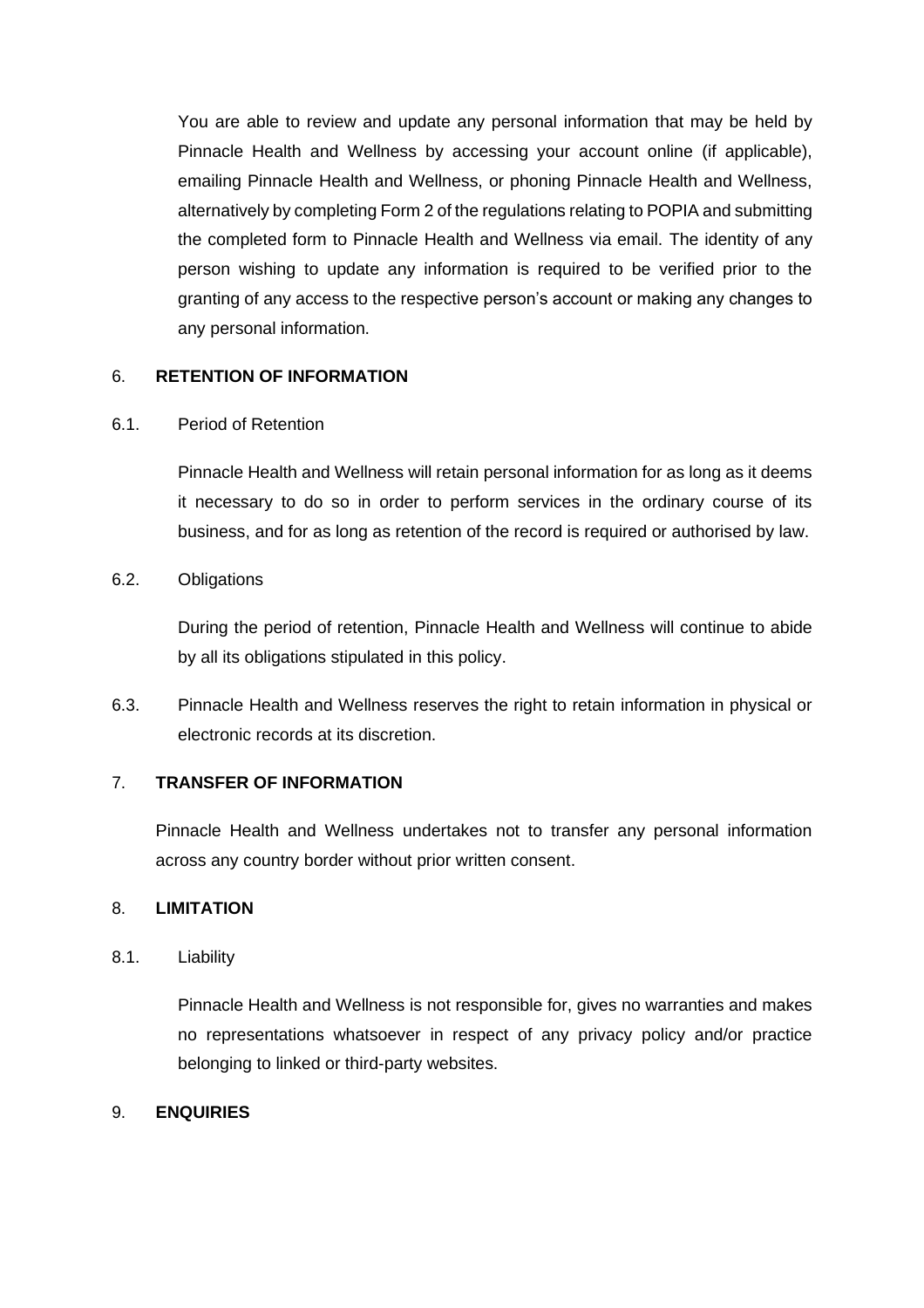You are able to review and update any personal information that may be held by Pinnacle Health and Wellness by accessing your account online (if applicable), emailing Pinnacle Health and Wellness, or phoning Pinnacle Health and Wellness, alternatively by completing Form 2 of the regulations relating to POPIA and submitting the completed form to Pinnacle Health and Wellness via email. The identity of any person wishing to update any information is required to be verified prior to the granting of any access to the respective person's account or making any changes to any personal information.

## 6. RETENTION OF INFORMATION

6.1. Period of Retention

Pinnacle Health and Wellness will retain personal information for as long as it deems it necessary to do so in order to perform services in the ordinary course of its business, and for as long as retention of the record is required or authorised by law.

6.2. Obligations

During the period of retention, Pinnacle Health and Wellness will continue to abide by all its obligations stipulated in this policy.

6.3. Pinnacle Health and Wellness reserves the right to retain information in physical or electronic records at its discretion.

## 7. TRANSFER OF INFORMATION

Pinnacle Health and Wellness undertakes not to transfer any personal information across any country border without prior written consent.

## 8. LIMITATION

8.1. Liability

Pinnacle Health and Wellness is not responsible for, gives no warranties and makes no representations whatsoever in respect of any privacy policy and/or practice belonging to linked or third-party websites.

## 9. ENQUIRIES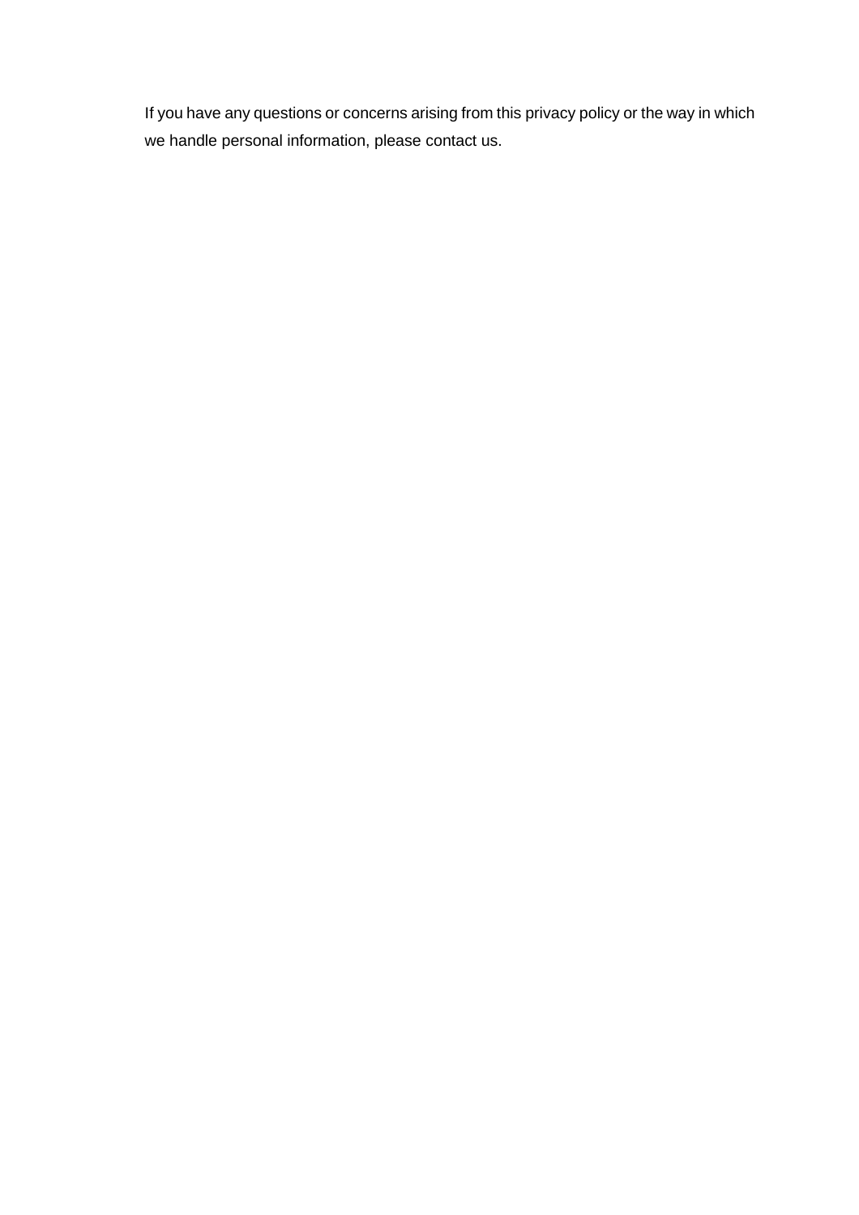If you have any questions or concerns arising from this privacy policy or the way in which we handle personal information, please contact us.